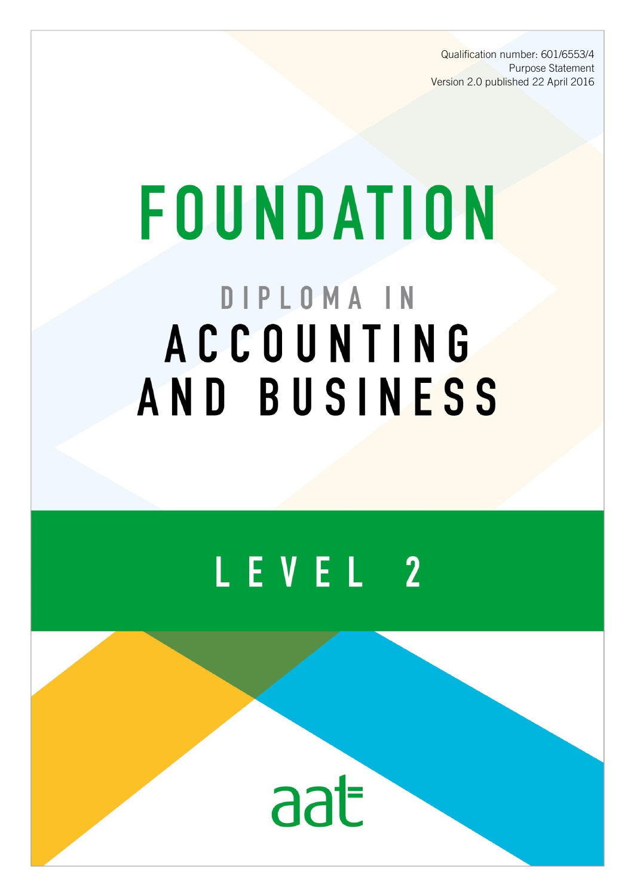Qualification number: 601/6553/4
Purpose Statement
Version 2.0 published 22 April 2016

# FOUNDATION

## DIPLOMA IN ACCOUNTING AND BUSINESS

## LEVEL 2

aat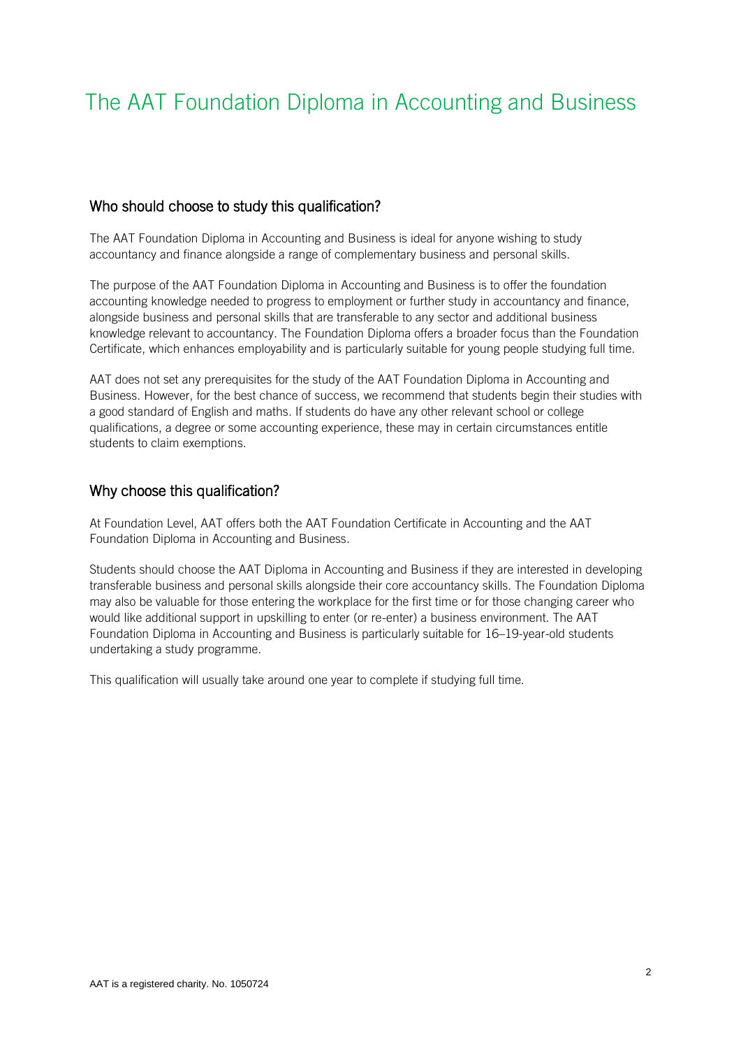# The AAT Foundation Diploma in Accounting and Business

## Who should choose to study this qualification?

The AAT Foundation Diploma in Accounting and Business is ideal for anyone wishing to study accountancy and finance alongside a range of complementary business and personal skills.

The purpose of the AAT Foundation Diploma in Accounting and Business is to offer the foundation accounting knowledge needed to progress to employment or further study in accountancy and finance, alongside business and personal skills that are transferable to any sector and additional business knowledge relevant to accountancy. The Foundation Diploma offers a broader focus than the Foundation Certificate, which enhances employability and is particularly suitable for young people studying full time.

AAT does not set any prerequisites for the study of the AAT Foundation Diploma in Accounting and Business. However, for the best chance of success, we recommend that students begin their studies with a good standard of English and maths. If students do have any other relevant school or college qualifications, a degree or some accounting experience, these may in certain circumstances entitle students to claim exemptions.

## Why choose this qualification?

At Foundation Level, AAT offers both the AAT Foundation Certificate in Accounting and the AAT Foundation Diploma in Accounting and Business.

Students should choose the AAT Diploma in Accounting and Business if they are interested in developing transferable business and personal skills alongside their core accountancy skills. The Foundation Diploma may also be valuable for those entering the workplace for the first time or for those changing career who would like additional support in upskilling to enter (or re-enter) a business environment. The AAT Foundation Diploma in Accounting and Business is particularly suitable for 16–19-year-old students undertaking a study programme.

This qualification will usually take around one year to complete if studying full time.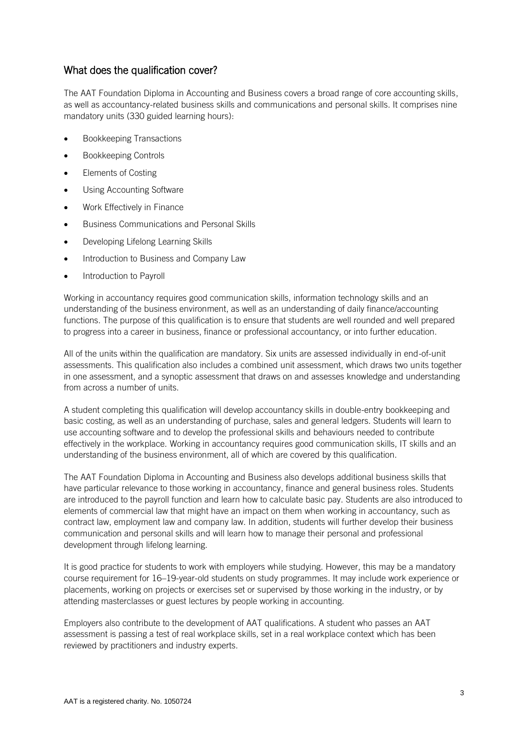## What does the qualification cover?

The AAT Foundation Diploma in Accounting and Business covers a broad range of core accounting skills, as well as accountancy-related business skills and communications and personal skills. It comprises nine mandatory units (330 guided learning hours):

- Bookkeeping Transactions
- Bookkeeping Controls
- Elements of Costing
- Using Accounting Software
- Work Effectively in Finance
- Business Communications and Personal Skills
- Developing Lifelong Learning Skills
- Introduction to Business and Company Law
- Introduction to Payroll

Working in accountancy requires good communication skills, information technology skills and an understanding of the business environment, as well as an understanding of daily finance/accounting functions. The purpose of this qualification is to ensure that students are well rounded and well prepared to progress into a career in business, finance or professional accountancy, or into further education.

All of the units within the qualification are mandatory. Six units are assessed individually in end-of-unit assessments. This qualification also includes a combined unit assessment, which draws two units together in one assessment, and a synoptic assessment that draws on and assesses knowledge and understanding from across a number of units.

A student completing this qualification will develop accountancy skills in double-entry bookkeeping and basic costing, as well as an understanding of purchase, sales and general ledgers. Students will learn to use accounting software and to develop the professional skills and behaviours needed to contribute effectively in the workplace. Working in accountancy requires good communication skills, IT skills and an understanding of the business environment, all of which are covered by this qualification.

The AAT Foundation Diploma in Accounting and Business also develops additional business skills that have particular relevance to those working in accountancy, finance and general business roles. Students are introduced to the payroll function and learn how to calculate basic pay. Students are also introduced to elements of commercial law that might have an impact on them when working in accountancy, such as contract law, employment law and company law. In addition, students will further develop their business communication and personal skills and will learn how to manage their personal and professional development through lifelong learning.

It is good practice for students to work with employers while studying. However, this may be a mandatory course requirement for 16–19-year-old students on study programmes. It may include work experience or placements, working on projects or exercises set or supervised by those working in the industry, or by attending masterclasses or guest lectures by people working in accounting.

Employers also contribute to the development of AAT qualifications. A student who passes an AAT assessment is passing a test of real workplace skills, set in a real workplace context which has been reviewed by practitioners and industry experts.

AAT is a registered charity. No. 1050724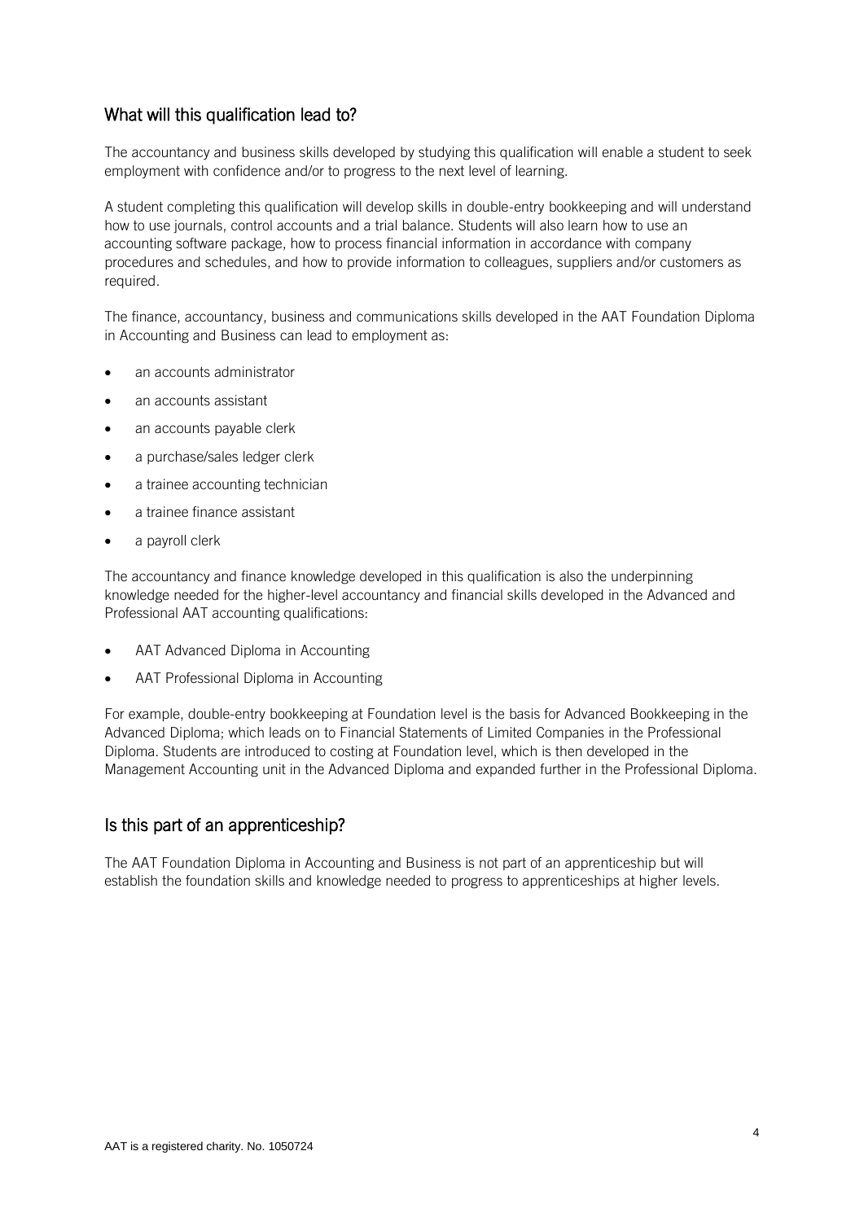## What will this qualification lead to?

The accountancy and business skills developed by studying this qualification will enable a student to seek employment with confidence and/or to progress to the next level of learning.

A student completing this qualification will develop skills in double-entry bookkeeping and will understand how to use journals, control accounts and a trial balance. Students will also learn how to use an accounting software package, how to process financial information in accordance with company procedures and schedules, and how to provide information to colleagues, suppliers and/or customers as required.

The finance, accountancy, business and communications skills developed in the AAT Foundation Diploma in Accounting and Business can lead to employment as:

- an accounts administrator
- an accounts assistant
- an accounts payable clerk
- a purchase/sales ledger clerk
- a trainee accounting technician
- a trainee finance assistant
- a payroll clerk

The accountancy and finance knowledge developed in this qualification is also the underpinning knowledge needed for the higher-level accountancy and financial skills developed in the Advanced and Professional AAT accounting qualifications:

- AAT Advanced Diploma in Accounting
- AAT Professional Diploma in Accounting

For example, double-entry bookkeeping at Foundation level is the basis for Advanced Bookkeeping in the Advanced Diploma; which leads on to Financial Statements of Limited Companies in the Professional Diploma. Students are introduced to costing at Foundation level, which is then developed in the Management Accounting unit in the Advanced Diploma and expanded further in the Professional Diploma.

## Is this part of an apprenticeship?

The AAT Foundation Diploma in Accounting and Business is not part of an apprenticeship but will establish the foundation skills and knowledge needed to progress to apprenticeships at higher levels.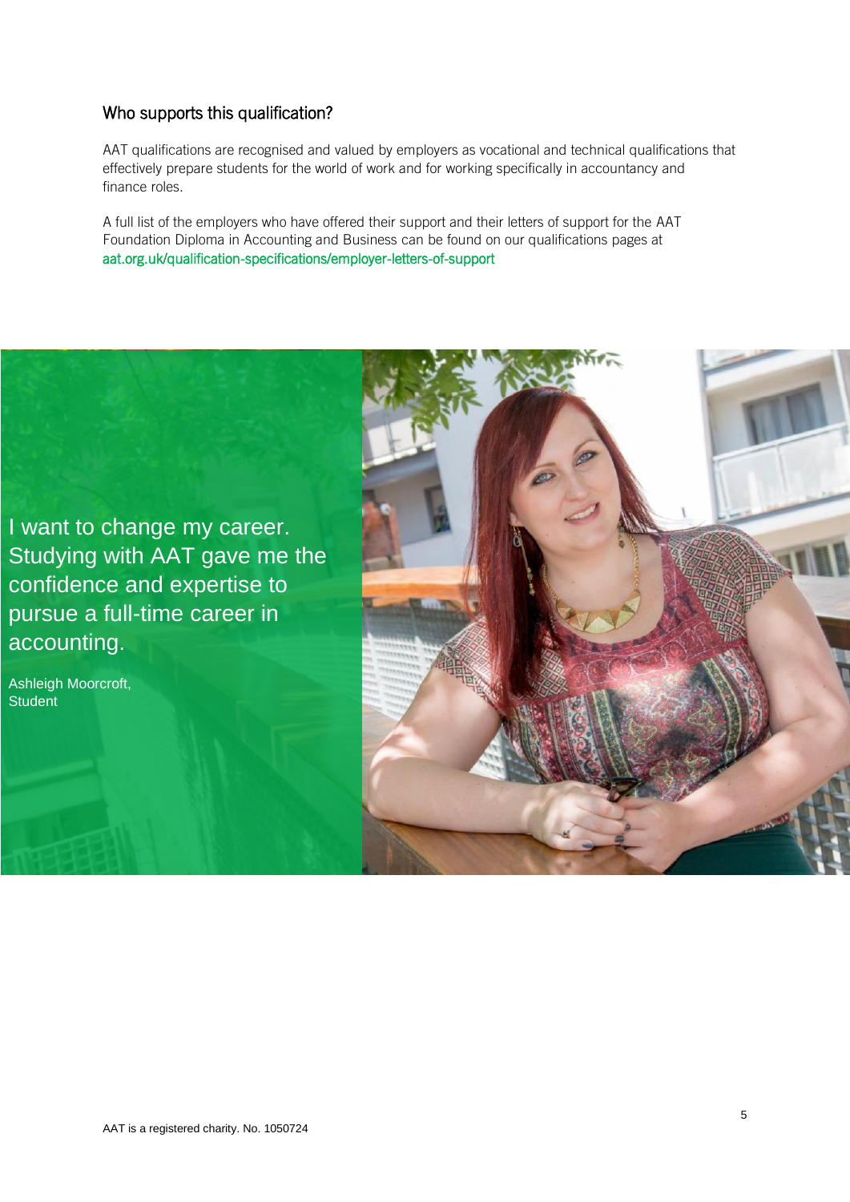## Who supports this qualification?

AAT qualifications are recognised and valued by employers as vocational and technical qualifications that effectively prepare students for the world of work and for working specifically in accountancy and finance roles.

A full list of the employers who have offered their support and their letters of support for the AAT Foundation Diploma in Accounting and Business can be found on our qualifications pages at aat.org.uk/qualification-specifications/employer-letters-of-support

I want to change my career. Studying with AAT gave me the confidence and expertise to pursue a full-time career in accounting.

Ashleigh Moorcroft,
Student

AAT is a registered charity. No. 1050724